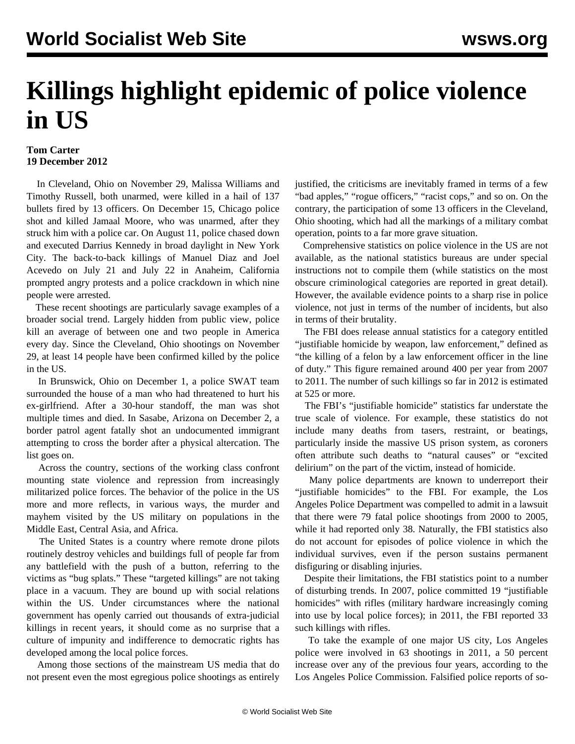# Killings highlight epidemic of police violence in US

**Tom Carter**
**19 December 2012**

In Cleveland, Ohio on November 29, Malissa Williams and Timothy Russell, both unarmed, were killed in a hail of 137 bullets fired by 13 officers. On December 15, Chicago police shot and killed Jamaal Moore, who was unarmed, after they struck him with a police car. On August 11, police chased down and executed Darrius Kennedy in broad daylight in New York City. The back-to-back killings of Manuel Diaz and Joel Acevedo on July 21 and July 22 in Anaheim, California prompted angry protests and a police crackdown in which nine people were arrested.

These recent shootings are particularly savage examples of a broader social trend. Largely hidden from public view, police kill an average of between one and two people in America every day. Since the Cleveland, Ohio shootings on November 29, at least 14 people have been confirmed killed by the police in the US.

In Brunswick, Ohio on December 1, a police SWAT team surrounded the house of a man who had threatened to hurt his ex-girlfriend. After a 30-hour standoff, the man was shot multiple times and died. In Sasabe, Arizona on December 2, a border patrol agent fatally shot an undocumented immigrant attempting to cross the border after a physical altercation. The list goes on.

Across the country, sections of the working class confront mounting state violence and repression from increasingly militarized police forces. The behavior of the police in the US more and more reflects, in various ways, the murder and mayhem visited by the US military on populations in the Middle East, Central Asia, and Africa.

The United States is a country where remote drone pilots routinely destroy vehicles and buildings full of people far from any battlefield with the push of a button, referring to the victims as "bug splats." These "targeted killings" are not taking place in a vacuum. They are bound up with social relations within the US. Under circumstances where the national government has openly carried out thousands of extra-judicial killings in recent years, it should come as no surprise that a culture of impunity and indifference to democratic rights has developed among the local police forces.

Among those sections of the mainstream US media that do not present even the most egregious police shootings as entirely justified, the criticisms are inevitably framed in terms of a few "bad apples," "rogue officers," "racist cops," and so on. On the contrary, the participation of some 13 officers in the Cleveland, Ohio shooting, which had all the markings of a military combat operation, points to a far more grave situation.

Comprehensive statistics on police violence in the US are not available, as the national statistics bureaus are under special instructions not to compile them (while statistics on the most obscure criminological categories are reported in great detail). However, the available evidence points to a sharp rise in police violence, not just in terms of the number of incidents, but also in terms of their brutality.

The FBI does release annual statistics for a category entitled "justifiable homicide by weapon, law enforcement," defined as "the killing of a felon by a law enforcement officer in the line of duty." This figure remained around 400 per year from 2007 to 2011. The number of such killings so far in 2012 is estimated at 525 or more.

The FBI's "justifiable homicide" statistics far understate the true scale of violence. For example, these statistics do not include many deaths from tasers, restraint, or beatings, particularly inside the massive US prison system, as coroners often attribute such deaths to "natural causes" or "excited delirium" on the part of the victim, instead of homicide.

Many police departments are known to underreport their "justifiable homicides" to the FBI. For example, the Los Angeles Police Department was compelled to admit in a lawsuit that there were 79 fatal police shootings from 2000 to 2005, while it had reported only 38. Naturally, the FBI statistics also do not account for episodes of police violence in which the individual survives, even if the person sustains permanent disfiguring or disabling injuries.

Despite their limitations, the FBI statistics point to a number of disturbing trends. In 2007, police committed 19 "justifiable homicides" with rifles (military hardware increasingly coming into use by local police forces); in 2011, the FBI reported 33 such killings with rifles.

To take the example of one major US city, Los Angeles police were involved in 63 shootings in 2011, a 50 percent increase over any of the previous four years, according to the Los Angeles Police Commission. Falsified police reports of so-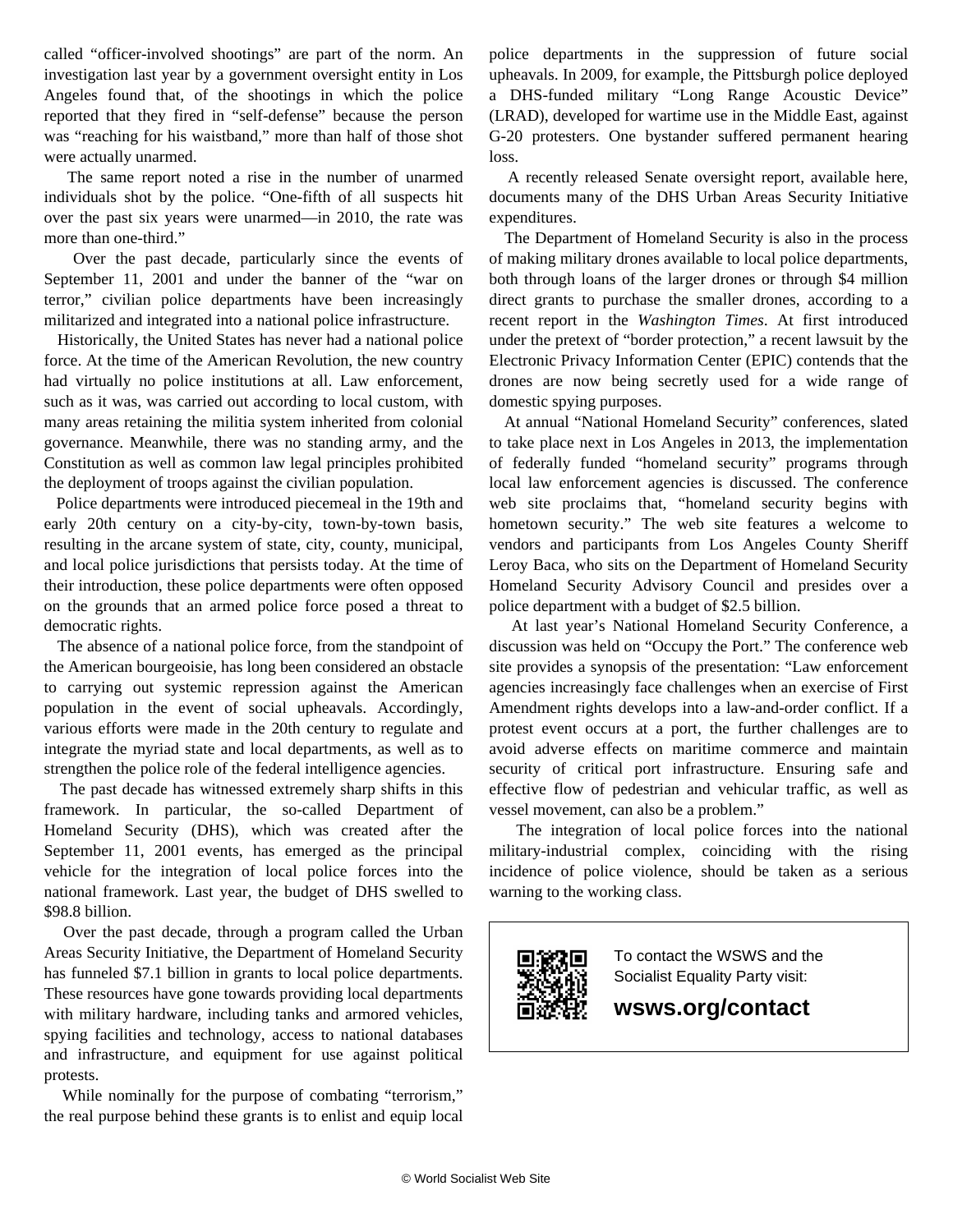called "officer-involved shootings" are part of the norm. An investigation last year by a government oversight entity in Los Angeles found that, of the shootings in which the police reported that they fired in "self-defense" because the person was "reaching for his waistband," more than half of those shot were actually unarmed.

The same report noted a rise in the number of unarmed individuals shot by the police. "One-fifth of all suspects hit over the past six years were unarmed—in 2010, the rate was more than one-third."

Over the past decade, particularly since the events of September 11, 2001 and under the banner of the "war on terror," civilian police departments have been increasingly militarized and integrated into a national police infrastructure.

Historically, the United States has never had a national police force. At the time of the American Revolution, the new country had virtually no police institutions at all. Law enforcement, such as it was, was carried out according to local custom, with many areas retaining the militia system inherited from colonial governance. Meanwhile, there was no standing army, and the Constitution as well as common law legal principles prohibited the deployment of troops against the civilian population.

Police departments were introduced piecemeal in the 19th and early 20th century on a city-by-city, town-by-town basis, resulting in the arcane system of state, city, county, municipal, and local police jurisdictions that persists today. At the time of their introduction, these police departments were often opposed on the grounds that an armed police force posed a threat to democratic rights.

The absence of a national police force, from the standpoint of the American bourgeoisie, has long been considered an obstacle to carrying out systemic repression against the American population in the event of social upheavals. Accordingly, various efforts were made in the 20th century to regulate and integrate the myriad state and local departments, as well as to strengthen the police role of the federal intelligence agencies.

The past decade has witnessed extremely sharp shifts in this framework. In particular, the so-called Department of Homeland Security (DHS), which was created after the September 11, 2001 events, has emerged as the principal vehicle for the integration of local police forces into the national framework. Last year, the budget of DHS swelled to $98.8 billion.

Over the past decade, through a program called the Urban Areas Security Initiative, the Department of Homeland Security has funneled $7.1 billion in grants to local police departments. These resources have gone towards providing local departments with military hardware, including tanks and armored vehicles, spying facilities and technology, access to national databases and infrastructure, and equipment for use against political protests.

While nominally for the purpose of combating "terrorism," the real purpose behind these grants is to enlist and equip local police departments in the suppression of future social upheavals. In 2009, for example, the Pittsburgh police deployed a DHS-funded military "Long Range Acoustic Device" (LRAD), developed for wartime use in the Middle East, against G-20 protesters. One bystander suffered permanent hearing loss.

A recently released Senate oversight report, available here, documents many of the DHS Urban Areas Security Initiative expenditures.

The Department of Homeland Security is also in the process of making military drones available to local police departments, both through loans of the larger drones or through $4 million direct grants to purchase the smaller drones, according to a recent report in the *Washington Times*. At first introduced under the pretext of "border protection," a recent lawsuit by the Electronic Privacy Information Center (EPIC) contends that the drones are now being secretly used for a wide range of domestic spying purposes.

At annual "National Homeland Security" conferences, slated to take place next in Los Angeles in 2013, the implementation of federally funded "homeland security" programs through local law enforcement agencies is discussed. The conference web site proclaims that, "homeland security begins with hometown security." The web site features a welcome to vendors and participants from Los Angeles County Sheriff Leroy Baca, who sits on the Department of Homeland Security Homeland Security Advisory Council and presides over a police department with a budget of $2.5 billion.

At last year's National Homeland Security Conference, a discussion was held on "Occupy the Port." The conference web site provides a synopsis of the presentation: "Law enforcement agencies increasingly face challenges when an exercise of First Amendment rights develops into a law-and-order conflict. If a protest event occurs at a port, the further challenges are to avoid adverse effects on maritime commerce and maintain security of critical port infrastructure. Ensuring safe and effective flow of pedestrian and vehicular traffic, as well as vessel movement, can also be a problem."

The integration of local police forces into the national military-industrial complex, coinciding with the rising incidence of police violence, should be taken as a serious warning to the working class.

To contact the WSWS and the Socialist Equality Party visit:

**wsws.org/contact**